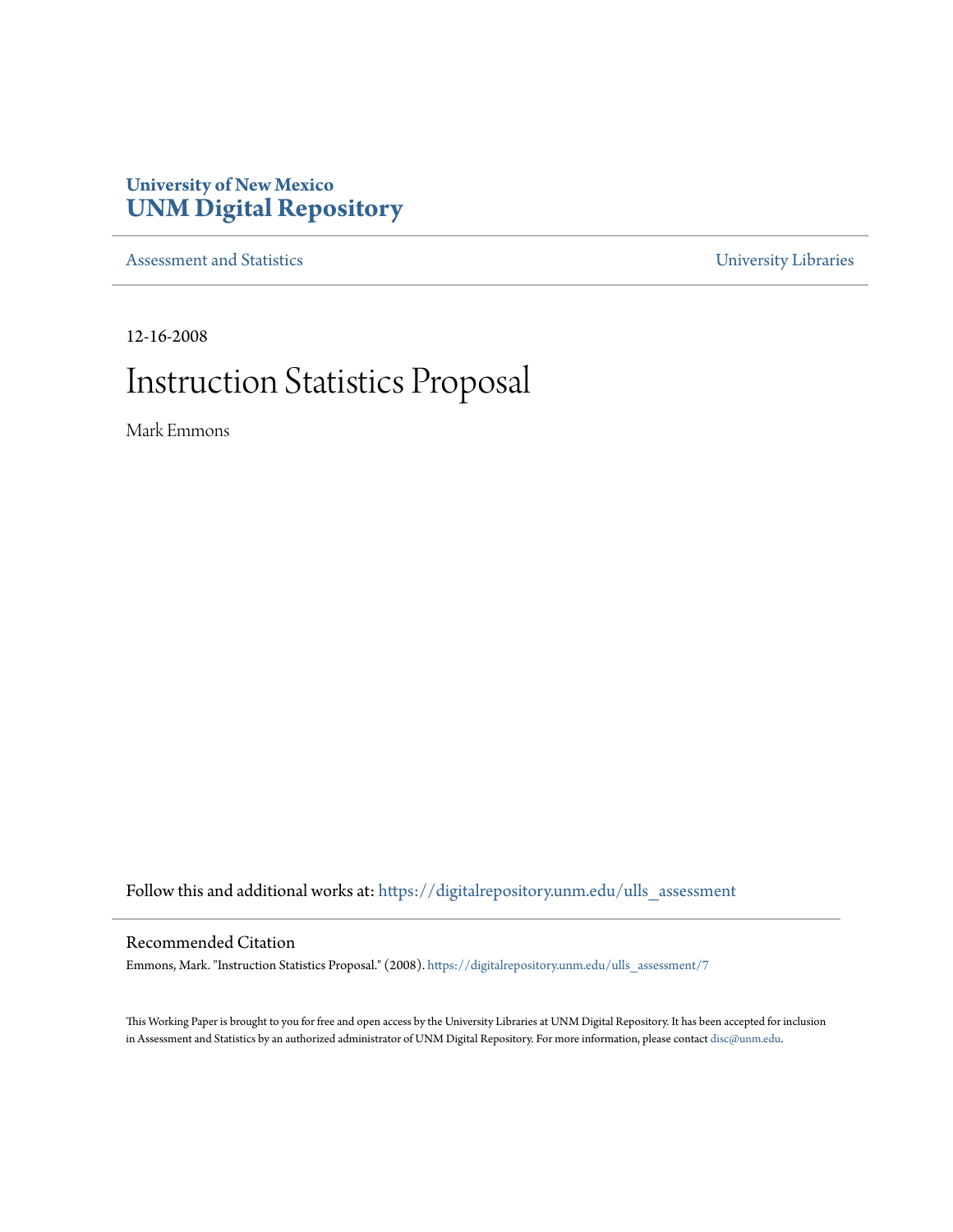University of New Mexico
**UNM Digital Repository**

Assessment and Statistics | University Libraries

12-16-2008

# Instruction Statistics Proposal

Mark Emmons

Follow this and additional works at: https://digitalrepository.unm.edu/ulls_assessment

## Recommended Citation

Emmons, Mark. "Instruction Statistics Proposal." (2008). https://digitalrepository.unm.edu/ulls_assessment/7

This Working Paper is brought to you for free and open access by the University Libraries at UNM Digital Repository. It has been accepted for inclusion in Assessment and Statistics by an authorized administrator of UNM Digital Repository. For more information, please contact disc@unm.edu.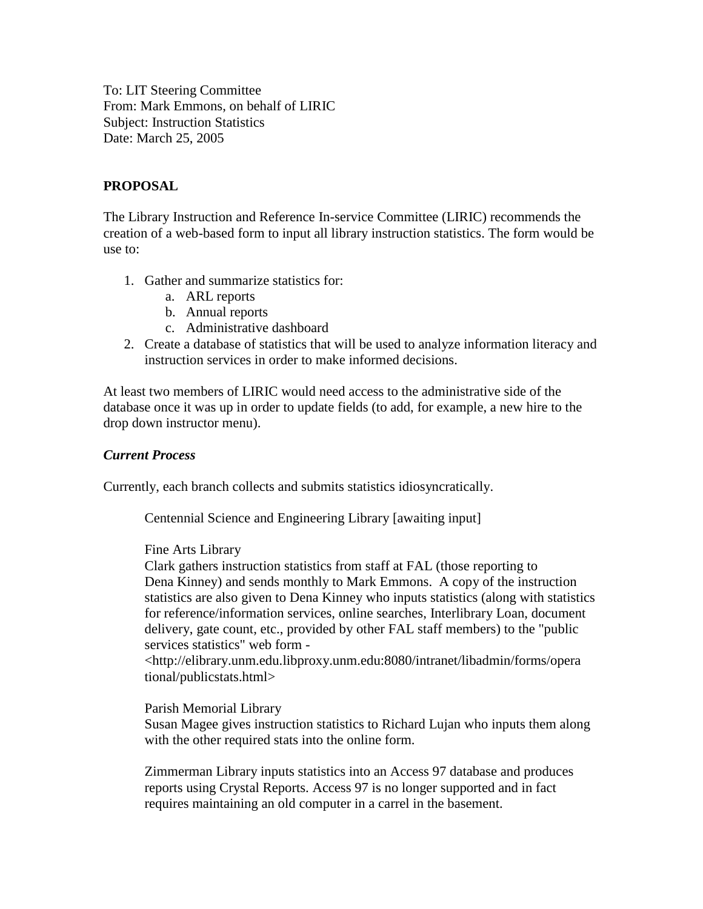To: LIT Steering Committee
From: Mark Emmons, on behalf of LIRIC
Subject: Instruction Statistics
Date: March 25, 2005

## PROPOSAL

The Library Instruction and Reference In-service Committee (LIRIC) recommends the creation of a web-based form to input all library instruction statistics. The form would be use to:

1. Gather and summarize statistics for:
   a. ARL reports
   b. Annual reports
   c. Administrative dashboard
2. Create a database of statistics that will be used to analyze information literacy and instruction services in order to make informed decisions.

At least two members of LIRIC would need access to the administrative side of the database once it was up in order to update fields (to add, for example, a new hire to the drop down instructor menu).

### *Current Process*

Currently, each branch collects and submits statistics idiosyncratically.

> Centennial Science and Engineering Library [awaiting input]
>
> Fine Arts Library
> Clark gathers instruction statistics from staff at FAL (those reporting to Dena Kinney) and sends monthly to Mark Emmons. A copy of the instruction statistics are also given to Dena Kinney who inputs statistics (along with statistics for reference/information services, online searches, Interlibrary Loan, document delivery, gate count, etc., provided by other FAL staff members) to the "public services statistics" web form - <http://elibrary.unm.edu.libproxy.unm.edu:8080/intranet/libadmin/forms/operational/publicstats.html>
>
> Parish Memorial Library
> Susan Magee gives instruction statistics to Richard Lujan who inputs them along with the other required stats into the online form.
>
> Zimmerman Library inputs statistics into an Access 97 database and produces reports using Crystal Reports. Access 97 is no longer supported and in fact requires maintaining an old computer in a carrel in the basement.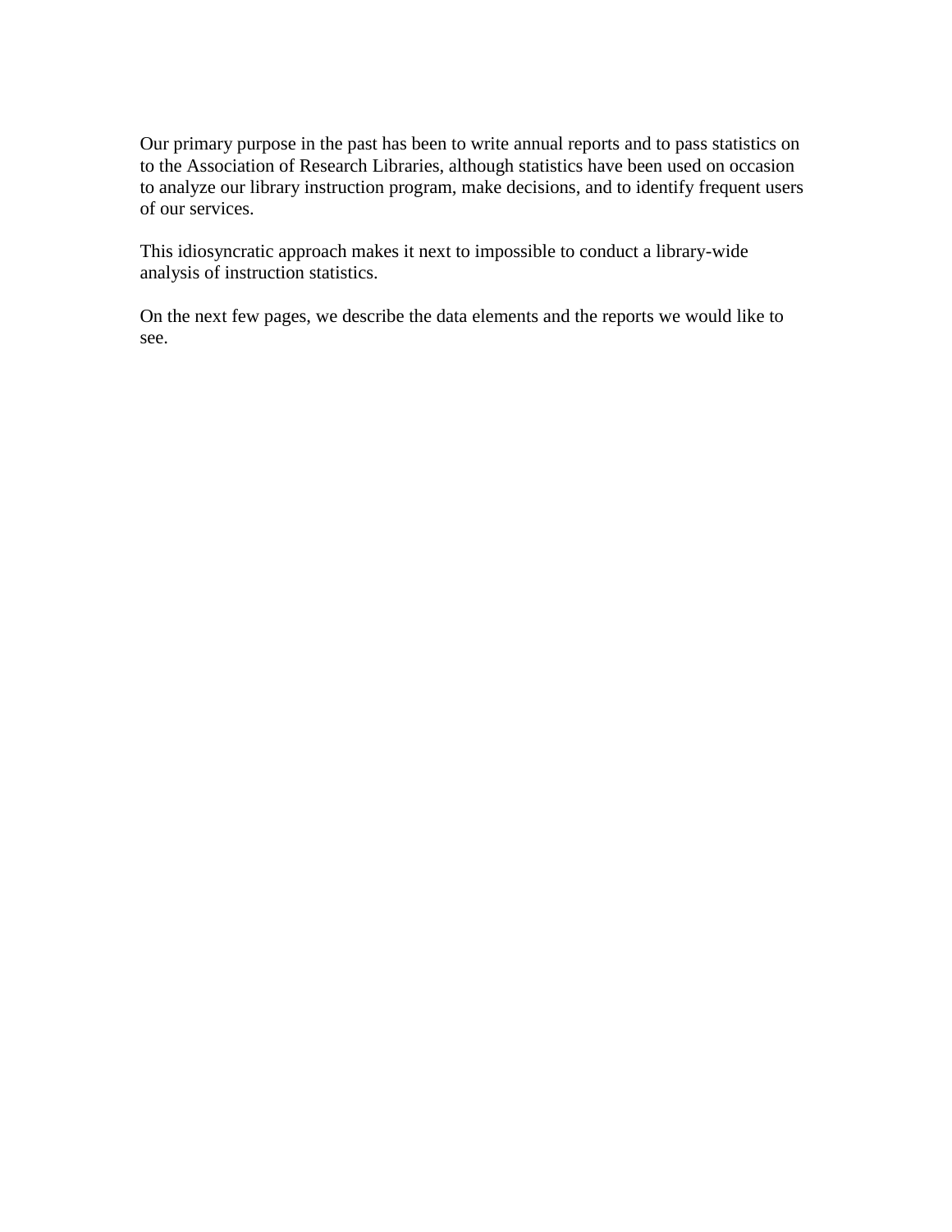Our primary purpose in the past has been to write annual reports and to pass statistics on to the Association of Research Libraries, although statistics have been used on occasion to analyze our library instruction program, make decisions, and to identify frequent users of our services.

This idiosyncratic approach makes it next to impossible to conduct a library-wide analysis of instruction statistics.

On the next few pages, we describe the data elements and the reports we would like to see.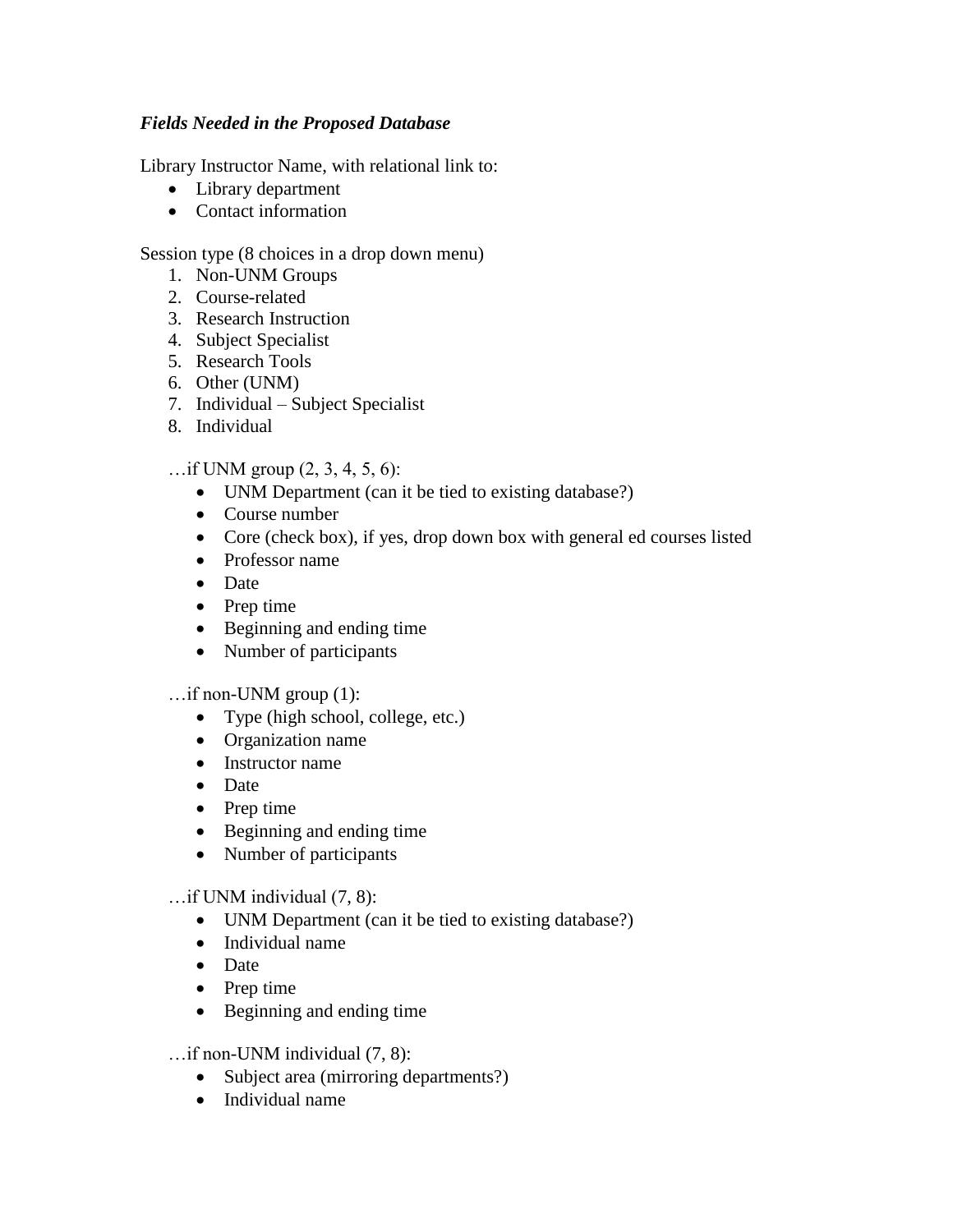***Fields Needed in the Proposed Database***

Library Instructor Name, with relational link to:

- Library department
- Contact information

Session type (8 choices in a drop down menu)

1. Non-UNM Groups
2. Course-related
3. Research Instruction
4. Subject Specialist
5. Research Tools
6. Other (UNM)
7. Individual – Subject Specialist
8. Individual

…if UNM group (2, 3, 4, 5, 6):

- UNM Department (can it be tied to existing database?)
- Course number
- Core (check box), if yes, drop down box with general ed courses listed
- Professor name
- Date
- Prep time
- Beginning and ending time
- Number of participants

…if non-UNM group (1):

- Type (high school, college, etc.)
- Organization name
- Instructor name
- Date
- Prep time
- Beginning and ending time
- Number of participants

…if UNM individual (7, 8):

- UNM Department (can it be tied to existing database?)
- Individual name
- Date
- Prep time
- Beginning and ending time

…if non-UNM individual (7, 8):

- Subject area (mirroring departments?)
- Individual name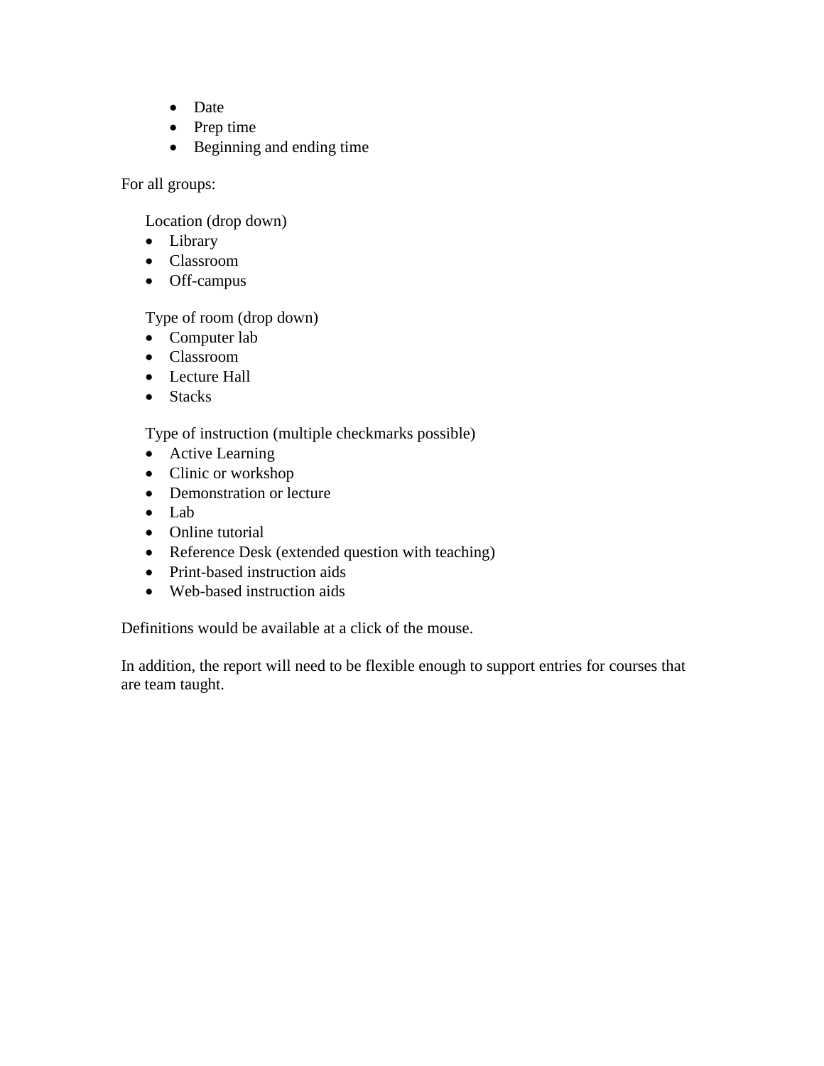- Date
- Prep time
- Beginning and ending time

For all groups:

Location (drop down)

- Library
- Classroom
- Off-campus

Type of room (drop down)

- Computer lab
- Classroom
- Lecture Hall
- Stacks

Type of instruction (multiple checkmarks possible)

- Active Learning
- Clinic or workshop
- Demonstration or lecture
- Lab
- Online tutorial
- Reference Desk (extended question with teaching)
- Print-based instruction aids
- Web-based instruction aids

Definitions would be available at a click of the mouse.

In addition, the report will need to be flexible enough to support entries for courses that are team taught.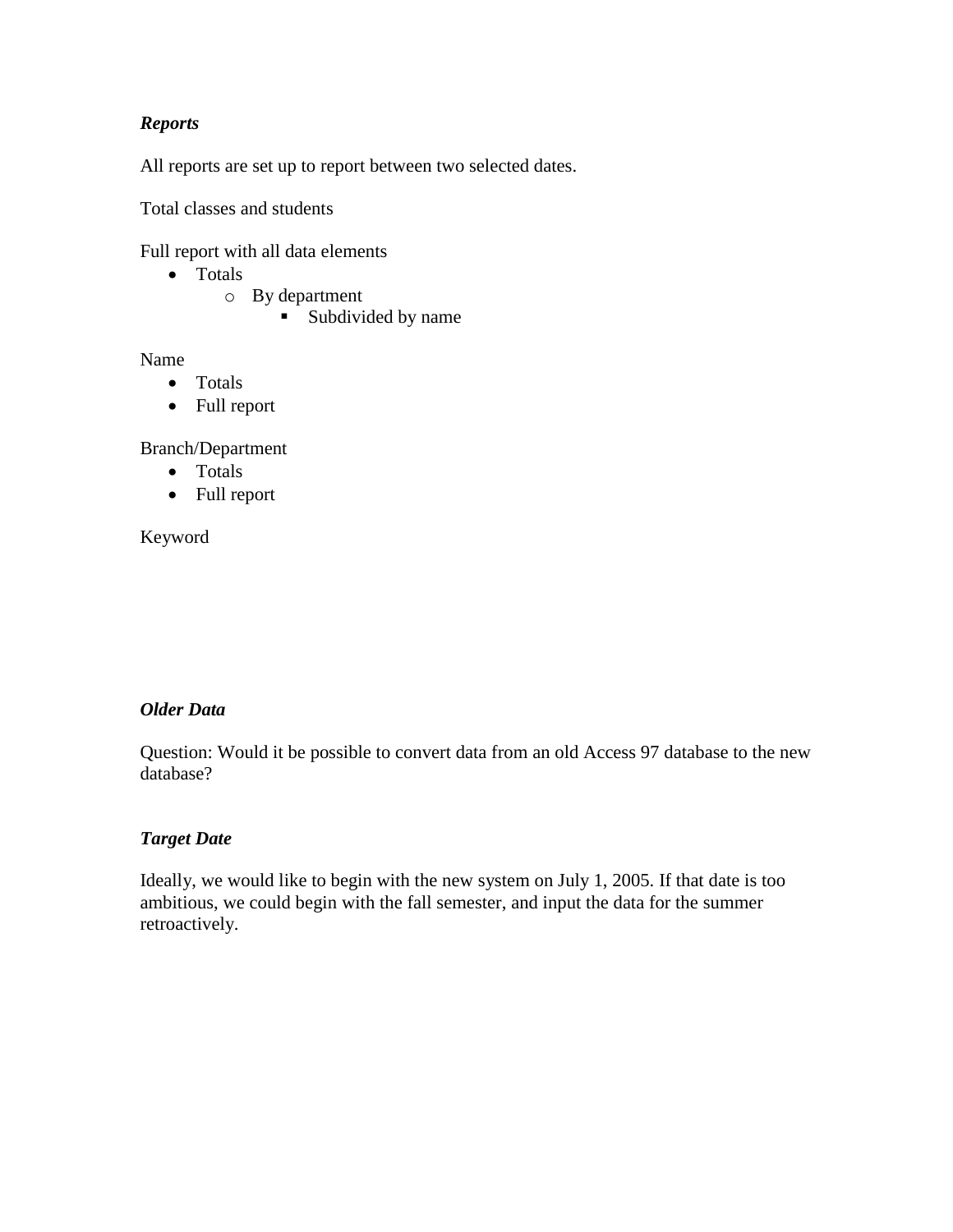***Reports***

All reports are set up to report between two selected dates.

Total classes and students

Full report with all data elements

- Totals
    - By department
        - Subdivided by name

Name

- Totals
- Full report

Branch/Department

- Totals
- Full report

Keyword

***Older Data***

Question: Would it be possible to convert data from an old Access 97 database to the new database?

***Target Date***

Ideally, we would like to begin with the new system on July 1, 2005. If that date is too ambitious, we could begin with the fall semester, and input the data for the summer retroactively.